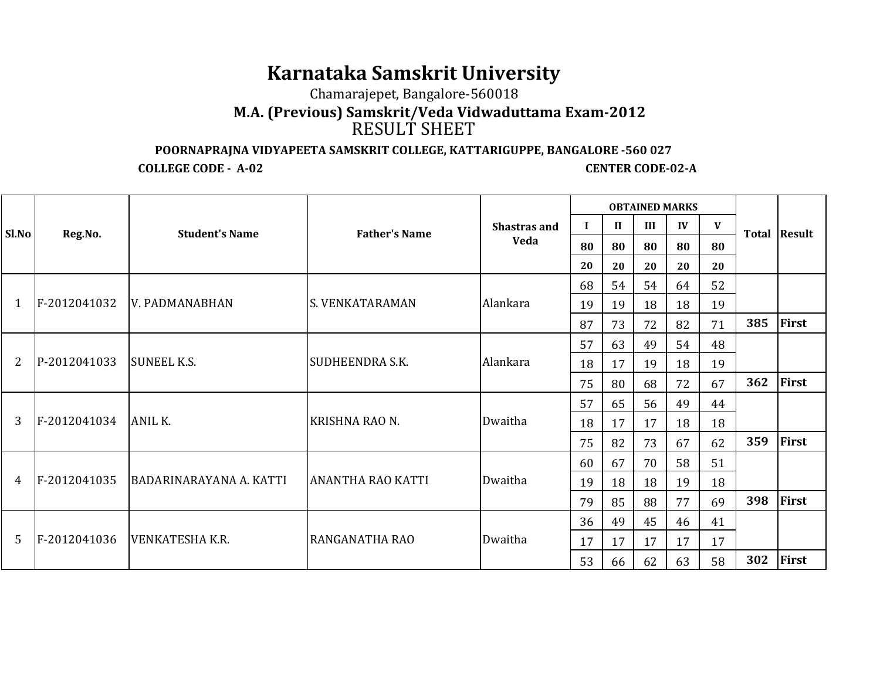# Karnataka Samskrit University

Chamarajepet, Bangalore-560018

## M.A. (Previous) Samskrit/Veda Vidwaduttama Exam-2012

RESULT SHEET

**POORNAPRAJNA VIDYAPEETA SAMSKRIT COLLEGE, KATTARIGUPPE, BANGALORE -560 027**

**COLLEGE CODE - A-02** **CENTER CODE-02-A**

| Sl.No | Reg.No. | Student's Name | Father's Name | Shastras and Veda | OBTAINED MARKS | | | | | Total | Result |
|---|---|---|---|---|---|---|---|---|---|---|---|
| | | | | | I | II | III | IV | V | | |
| | | | | | 80 | 80 | 80 | 80 | 80 | | |
| | | | | | 20 | 20 | 20 | 20 | 20 | | |
| 1 | F-2012041032 | V. PADMANABHAN | S. VENKATARAMAN | Alankara | 68 | 54 | 54 | 64 | 52 | | |
| | | | | | 19 | 19 | 18 | 18 | 19 | | |
| | | | | | 87 | 73 | 72 | 82 | 71 | 385 | First |
| 2 | P-2012041033 | SUNEEL K.S. | SUDHEENDRA S.K. | Alankara | 57 | 63 | 49 | 54 | 48 | | |
| | | | | | 18 | 17 | 19 | 18 | 19 | | |
| | | | | | 75 | 80 | 68 | 72 | 67 | 362 | First |
| 3 | F-2012041034 | ANIL K. | KRISHNA RAO N. | Dwaitha | 57 | 65 | 56 | 49 | 44 | | |
| | | | | | 18 | 17 | 17 | 18 | 18 | | |
| | | | | | 75 | 82 | 73 | 67 | 62 | 359 | First |
| 4 | F-2012041035 | BADARINARAYANA A. KATTI | ANANTHA RAO KATTI | Dwaitha | 60 | 67 | 70 | 58 | 51 | | |
| | | | | | 19 | 18 | 18 | 19 | 18 | | |
| | | | | | 79 | 85 | 88 | 77 | 69 | 398 | First |
| 5 | F-2012041036 | VENKATESHA K.R. | RANGANATHA RAO | Dwaitha | 36 | 49 | 45 | 46 | 41 | | |
| | | | | | 17 | 17 | 17 | 17 | 17 | | |
| | | | | | 53 | 66 | 62 | 63 | 58 | 302 | First |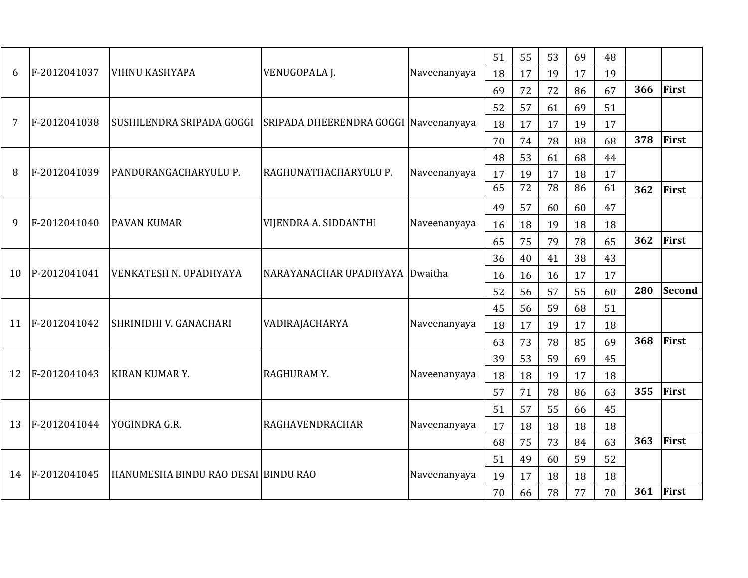| 6 | F-2012041037 | VIHNU KASHYAPA | VENUGOPALA J. | Naveenanyaya | 51 | 55 | 53 | 69 | 48 | | |
|---|---|---|---|---|---|---|---|---|---|---|---|
| | | | | | 18 | 17 | 19 | 17 | 19 | | |
| | | | | | 69 | 72 | 72 | 86 | 67 | **366** | **First** |
| 7 | F-2012041038 | SUSHILENDRA SRIPADA GOGGI | SRIPADA DHEERENDRA GOGGI | Naveenanyaya | 52 | 57 | 61 | 69 | 51 | | |
| | | | | | 18 | 17 | 17 | 19 | 17 | | |
| | | | | | 70 | 74 | 78 | 88 | 68 | **378** | **First** |
| 8 | F-2012041039 | PANDURANGACHARYULU P. | RAGHUNATHACHARYULU P. | Naveenanyaya | 48 | 53 | 61 | 68 | 44 | | |
| | | | | | 17 | 19 | 17 | 18 | 17 | | |
| | | | | | 65 | 72 | 78 | 86 | 61 | **362** | **First** |
| 9 | F-2012041040 | PAVAN KUMAR | VIJENDRA A. SIDDANTHI | Naveenanyaya | 49 | 57 | 60 | 60 | 47 | | |
| | | | | | 16 | 18 | 19 | 18 | 18 | | |
| | | | | | 65 | 75 | 79 | 78 | 65 | **362** | **First** |
| 10 | P-2012041041 | VENKATESH N. UPADHYAYA | NARAYANACHAR UPADHYAYA | Dwaitha | 36 | 40 | 41 | 38 | 43 | | |
| | | | | | 16 | 16 | 16 | 17 | 17 | | |
| | | | | | 52 | 56 | 57 | 55 | 60 | **280** | **Second** |
| 11 | F-2012041042 | SHRINIDHI V. GANACHARI | VADIRAJACHARYA | Naveenanyaya | 45 | 56 | 59 | 68 | 51 | | |
| | | | | | 18 | 17 | 19 | 17 | 18 | | |
| | | | | | 63 | 73 | 78 | 85 | 69 | **368** | **First** |
| 12 | F-2012041043 | KIRAN KUMAR Y. | RAGHURAM Y. | Naveenanyaya | 39 | 53 | 59 | 69 | 45 | | |
| | | | | | 18 | 18 | 19 | 17 | 18 | | |
| | | | | | 57 | 71 | 78 | 86 | 63 | **355** | **First** |
| 13 | F-2012041044 | YOGINDRA G.R. | RAGHAVENDRACHAR | Naveenanyaya | 51 | 57 | 55 | 66 | 45 | | |
| | | | | | 17 | 18 | 18 | 18 | 18 | | |
| | | | | | 68 | 75 | 73 | 84 | 63 | **363** | **First** |
| 14 | F-2012041045 | HANUMESHA BINDU RAO DESAI | BINDU RAO | Naveenanyaya | 51 | 49 | 60 | 59 | 52 | | |
| | | | | | 19 | 17 | 18 | 18 | 18 | | |
| | | | | | 70 | 66 | 78 | 77 | 70 | **361** | **First** |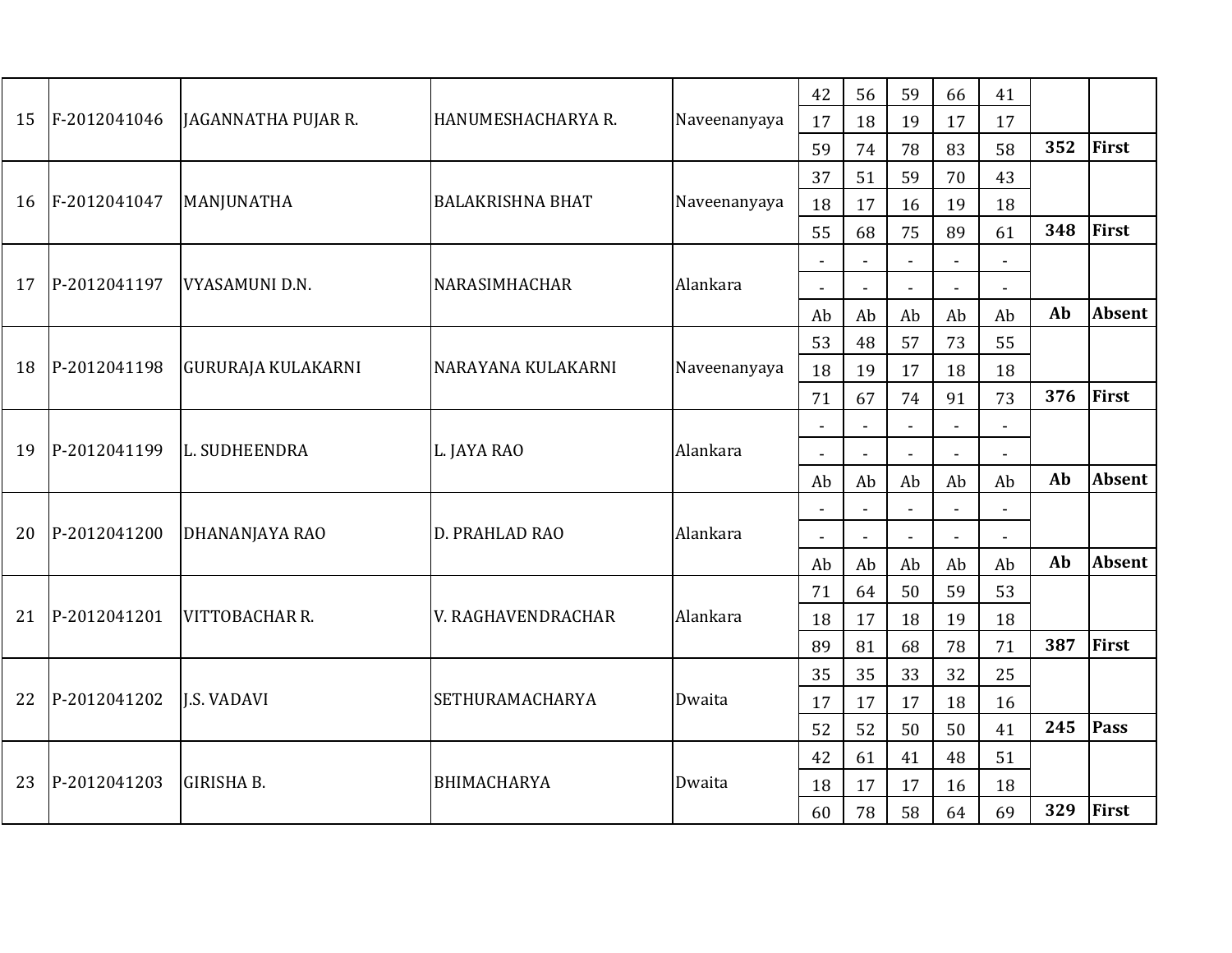| | | | | | | | | | | | |
|---|---|---|---|---|---|---|---|---|---|---|---|
| 15 | F-2012041046 | JAGANNATHA PUJAR R. | HANUMESHACHARYA R. | Naveenanyaya | 42 | 56 | 59 | 66 | 41 | | |
| | | | | | 17 | 18 | 19 | 17 | 17 | | |
| | | | | | 59 | 74 | 78 | 83 | 58 | **352** | **First** |
| 16 | F-2012041047 | MANJUNATHA | BALAKRISHNA BHAT | Naveenanyaya | 37 | 51 | 59 | 70 | 43 | | |
| | | | | | 18 | 17 | 16 | 19 | 18 | | |
| | | | | | 55 | 68 | 75 | 89 | 61 | **348** | **First** |
| 17 | P-2012041197 | VYASAMUNI D.N. | NARASIMHACHAR | Alankara | - | - | - | - | - | | |
| | | | | | - | - | - | - | - | | |
| | | | | | Ab | Ab | Ab | Ab | Ab | **Ab** | **Absent** |
| 18 | P-2012041198 | GURURAJA KULAKARNI | NARAYANA KULAKARNI | Naveenanyaya | 53 | 48 | 57 | 73 | 55 | | |
| | | | | | 18 | 19 | 17 | 18 | 18 | | |
| | | | | | 71 | 67 | 74 | 91 | 73 | **376** | **First** |
| 19 | P-2012041199 | L. SUDHEENDRA | L. JAYA RAO | Alankara | - | - | - | - | - | | |
| | | | | | - | - | - | - | - | | |
| | | | | | Ab | Ab | Ab | Ab | Ab | **Ab** | **Absent** |
| 20 | P-2012041200 | DHANANJAYA RAO | D. PRAHLAD RAO | Alankara | - | - | - | - | - | | |
| | | | | | - | - | - | - | - | | |
| | | | | | Ab | Ab | Ab | Ab | Ab | **Ab** | **Absent** |
| 21 | P-2012041201 | VITTOBACHAR R. | V. RAGHAVENDRACHAR | Alankara | 71 | 64 | 50 | 59 | 53 | | |
| | | | | | 18 | 17 | 18 | 19 | 18 | | |
| | | | | | 89 | 81 | 68 | 78 | 71 | **387** | **First** |
| 22 | P-2012041202 | J.S. VADAVI | SETHURAMACHARYA | Dwaita | 35 | 35 | 33 | 32 | 25 | | |
| | | | | | 17 | 17 | 17 | 18 | 16 | | |
| | | | | | 52 | 52 | 50 | 50 | 41 | **245** | **Pass** |
| 23 | P-2012041203 | GIRISHA B. | BHIMACHARYA | Dwaita | 42 | 61 | 41 | 48 | 51 | | |
| | | | | | 18 | 17 | 17 | 16 | 18 | | |
| | | | | | 60 | 78 | 58 | 64 | 69 | **329** | **First** |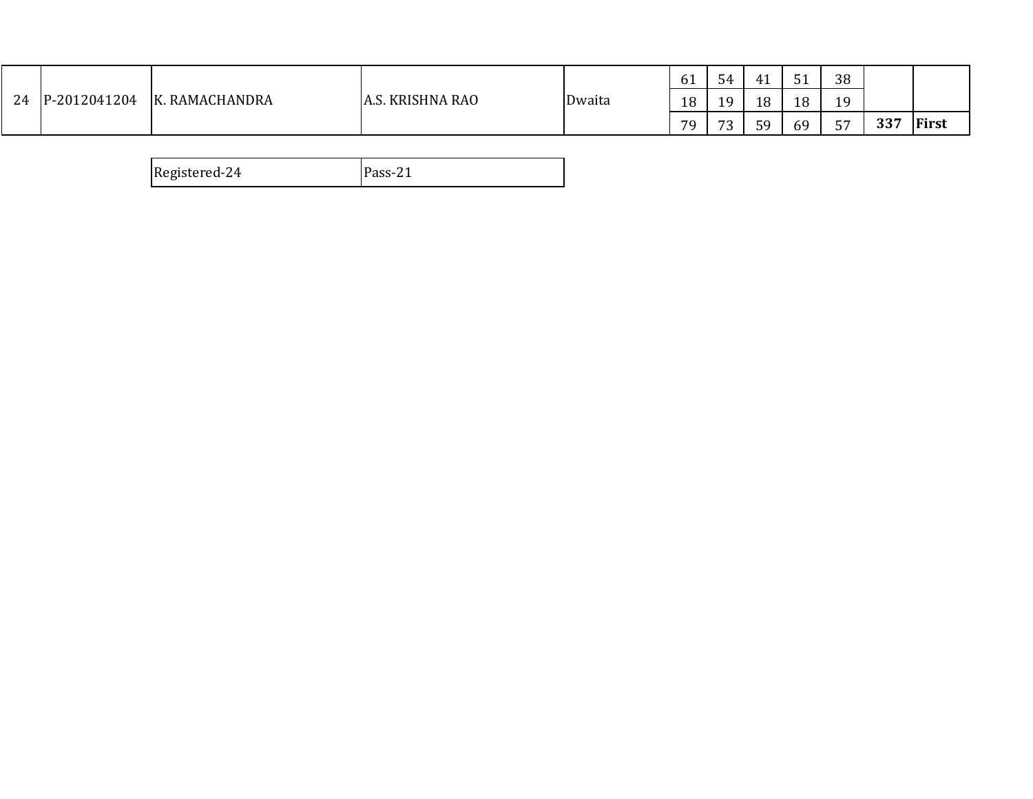| | | | | | | | | | | | |
|---|---|---|---|---|---|---|---|---|---|---|---|
| 24 | P-2012041204 | K. RAMACHANDRA | A.S. KRISHNA RAO | Dwaita | 61 | 54 | 41 | 51 | 38 | | |
| | | | | | 18 | 19 | 18 | 18 | 19 | | |
| | | | | | 79 | 73 | 59 | 69 | 57 | **337** | **First** |

| | |
|---|---|
| Registered-24 | Pass-21 |